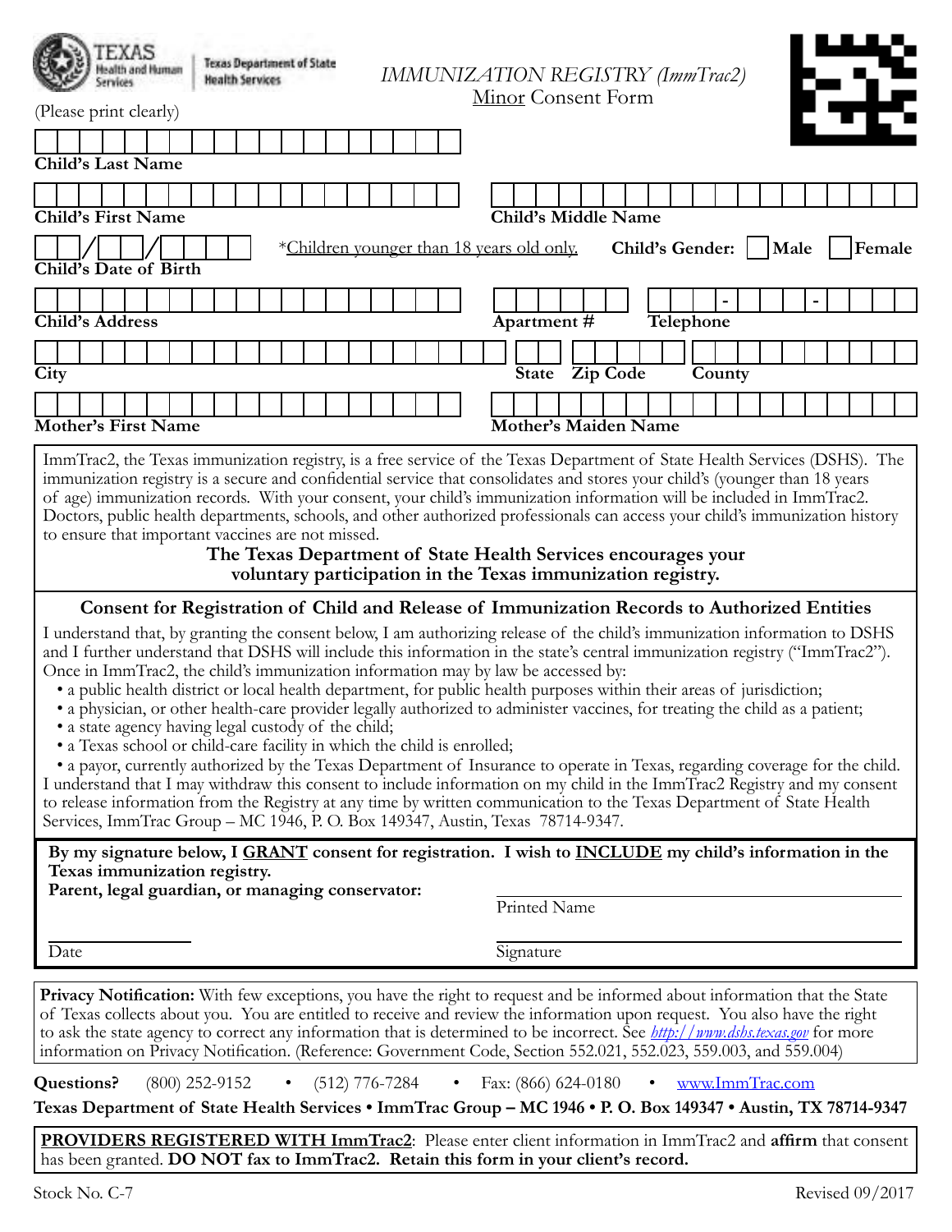Texas Health and Human Services | Texas Department of State Health Services

# *IMMUNIZATION REGISTRY (ImmTrac2)*

## Minor Consent Form

(Please print clearly)

**Child's Last Name**

**Child's First Name** **Child's Middle Name**

**Child's Date of Birth** ___/___/_____ *Children younger than 18 years old only. **Child's Gender:** ☐ **Male** ☐ **Female**

**Child's Address** **Apartment #** **Telephone**

**City** **State** **Zip Code** **County**

**Mother's First Name** **Mother's Maiden Name**

ImmTrac2, the Texas immunization registry, is a free service of the Texas Department of State Health Services (DSHS). The immunization registry is a secure and confidential service that consolidates and stores your child's (younger than 18 years of age) immunization records. With your consent, your child's immunization information will be included in ImmTrac2. Doctors, public health departments, schools, and other authorized professionals can access your child's immunization history to ensure that important vaccines are not missed.

**The Texas Department of State Health Services encourages your voluntary participation in the Texas immunization registry.**

### Consent for Registration of Child and Release of Immunization Records to Authorized Entities

I understand that, by granting the consent below, I am authorizing release of the child's immunization information to DSHS and I further understand that DSHS will include this information in the state's central immunization registry ("ImmTrac2"). Once in ImmTrac2, the child's immunization information may by law be accessed by:

- a public health district or local health department, for public health purposes within their areas of jurisdiction;
- a physician, or other health-care provider legally authorized to administer vaccines, for treating the child as a patient;
- a state agency having legal custody of the child;
- a Texas school or child-care facility in which the child is enrolled;
- a payor, currently authorized by the Texas Department of Insurance to operate in Texas, regarding coverage for the child.

I understand that I may withdraw this consent to include information on my child in the ImmTrac2 Registry and my consent to release information from the Registry at any time by written communication to the Texas Department of State Health Services, ImmTrac Group – MC 1946, P. O. Box 149347, Austin, Texas 78714-9347.

**By my signature below, I GRANT consent for registration. I wish to INCLUDE my child's information in the Texas immunization registry.**

**Parent, legal guardian, or managing conservator:**

Printed Name ______________________

Date ____________ Signature ______________________

**Privacy Notification:** With few exceptions, you have the right to request and be informed about information that the State of Texas collects about you. You are entitled to receive and review the information upon request. You also have the right to ask the state agency to correct any information that is determined to be incorrect. See *http://www.dshs.texas.gov* for more information on Privacy Notification. (Reference: Government Code, Section 552.021, 552.023, 559.003, and 559.004)

**Questions?** (800) 252-9152 • (512) 776-7284 • Fax: (866) 624-0180 • www.ImmTrac.com

**Texas Department of State Health Services • ImmTrac Group – MC 1946 • P. O. Box 149347 • Austin, TX 78714-9347**

**PROVIDERS REGISTERED WITH ImmTrac2**: Please enter client information in ImmTrac2 and **affirm** that consent has been granted. **DO NOT fax to ImmTrac2. Retain this form in your client's record.**

Stock No. C-7 Revised 09/2017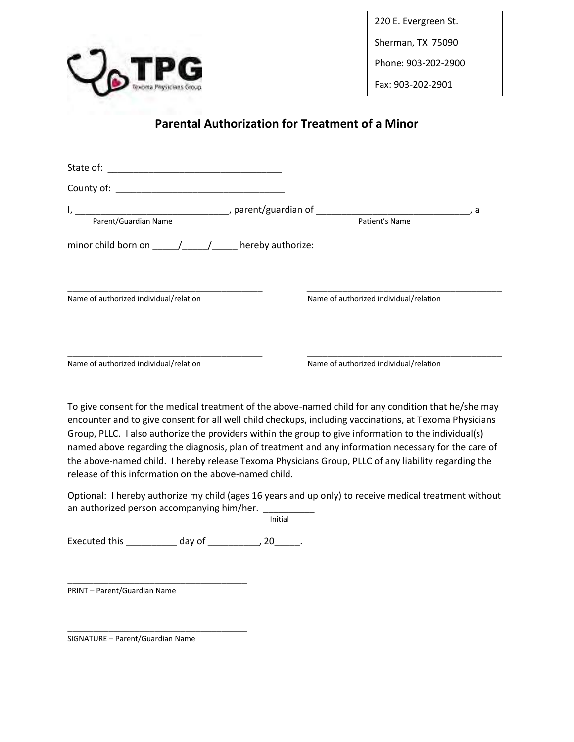TPG

Texoma Physicians Group

220 E. Evergreen St.

Sherman, TX 75090

Phone: 903-202-2900

Fax: 903-202-2901

## Parental Authorization for Treatment of a Minor

State of: ________________________________

County of: ________________________________

I, _____________________________, parent/guardian of _____________________________, a
Parent/Guardian Name                                                    Patient's Name

minor child born on _____/_____/_____ hereby authorize:

_______________________________________
Name of authorized individual/relation

_______________________________________
Name of authorized individual/relation

_______________________________________
Name of authorized individual/relation

_______________________________________
Name of authorized individual/relation

To give consent for the medical treatment of the above-named child for any condition that he/she may encounter and to give consent for all well child checkups, including vaccinations, at Texoma Physicians Group, PLLC. I also authorize the providers within the group to give information to the individual(s) named above regarding the diagnosis, plan of treatment and any information necessary for the care of the above-named child. I hereby release Texoma Physicians Group, PLLC of any liability regarding the release of this information on the above-named child.

Optional: I hereby authorize my child (ages 16 years and up only) to receive medical treatment without an authorized person accompanying him/her. __________
Initial

Executed this __________ day of __________, 20_____.

____________________________________
PRINT – Parent/Guardian Name

____________________________________
SIGNATURE – Parent/Guardian Name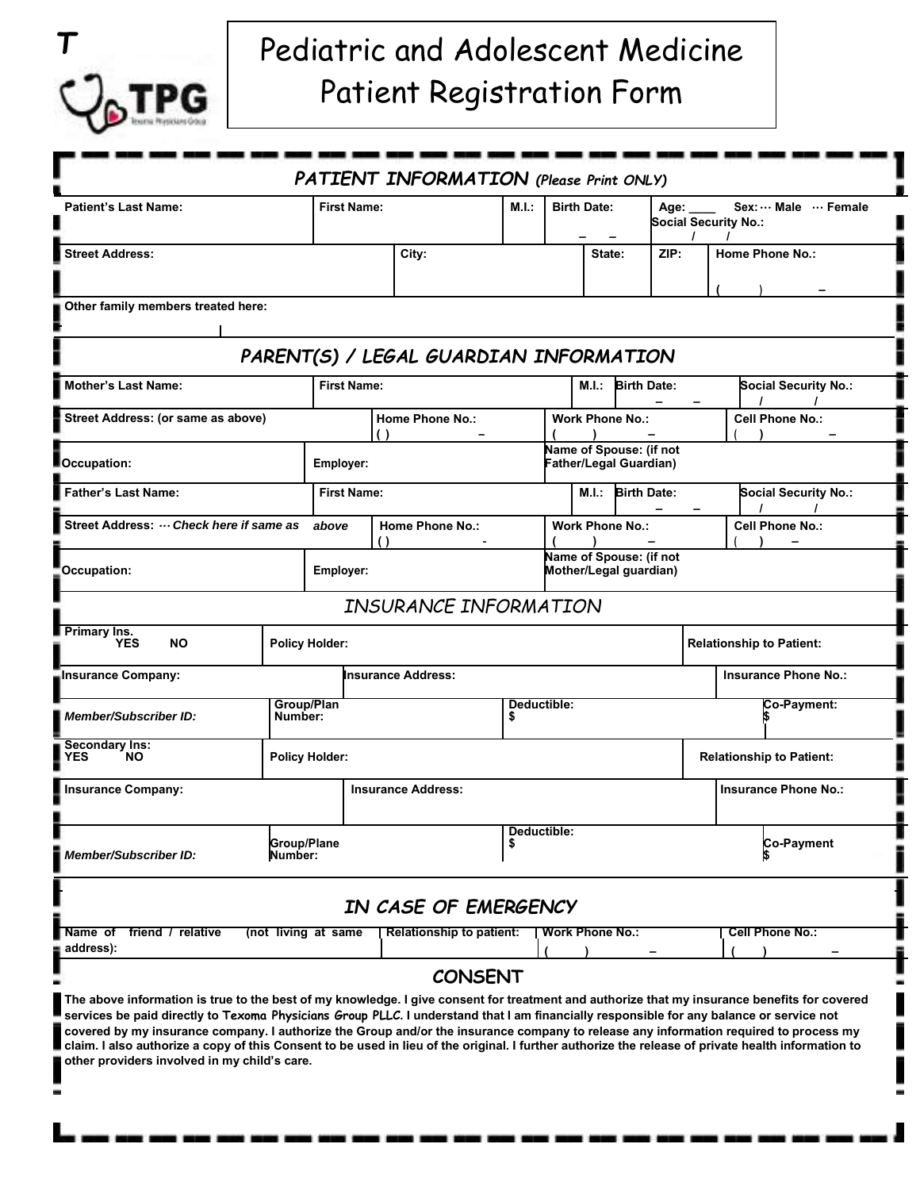T

TPG Texoma Physicians Group

# Pediatric and Adolescent Medicine Patient Registration Form

## PATIENT INFORMATION *(Please Print ONLY)*

| Patient's Last Name: | First Name: | M.I.: | Birth Date: – – | Age: ____ Sex: ··· Male ··· Female Social Security No.: / / |
|---|---|---|---|---|

| Street Address: | City: | State: | ZIP: | Home Phone No.: ( ) – |
|---|---|---|---|---|

Other family members treated here:

## PARENT(S) / LEGAL GUARDIAN INFORMATION

| Mother's Last Name: | First Name: | M.I.: | Birth Date: – – | Social Security No.: / / |
|---|---|---|---|---|
| Street Address: (or same as above) | Home Phone No.: ( ) – | Work Phone No.: ( ) – | Cell Phone No.: ( ) – | |
| Occupation: | Employer: | Name of Spouse: (if not Father/Legal Guardian) | | |
| Father's Last Name: | First Name: | M.I.: | Birth Date: – – | Social Security No.: / / |
| Street Address: ··· *Check here if same as* *above* | Home Phone No.: ( ) - | Work Phone No.: ( ) – | Cell Phone No.: ( ) – | |
| Occupation: | Employer: | Name of Spouse: (if not Mother/Legal guardian) | | |

## INSURANCE INFORMATION

| Primary Ins. YES NO | Policy Holder: | | Relationship to Patient: |
|---|---|---|---|
| Insurance Company: | Insurance Address: | | Insurance Phone No.: |
| *Member/Subscriber ID:* | Group/Plan Number: | Deductible: $ | Co-Payment: $ |
| Secondary Ins: YES NO | Policy Holder: | | Relationship to Patient: |
| Insurance Company: | Insurance Address: | | Insurance Phone No.: |
| *Member/Subscriber ID:* | Group/Plane Number: | Deductible: $ | Co-Payment $ |

## IN CASE OF EMERGENCY

| Name of friend / relative (not living at same address): | Relationship to patient: | Work Phone No.: ( ) – | Cell Phone No.: ( ) – |
|---|---|---|---|

## CONSENT

**The above information is true to the best of my knowledge. I give consent for treatment and authorize that my insurance benefits for covered services be paid directly to Texoma Physicians Group PLLC. I understand that I am financially responsible for any balance or service not covered by my insurance company. I authorize the Group and/or the insurance company to release any information required to process my claim. I also authorize a copy of this Consent to be used in lieu of the original. I further authorize the release of private health information to other providers involved in my child's care.**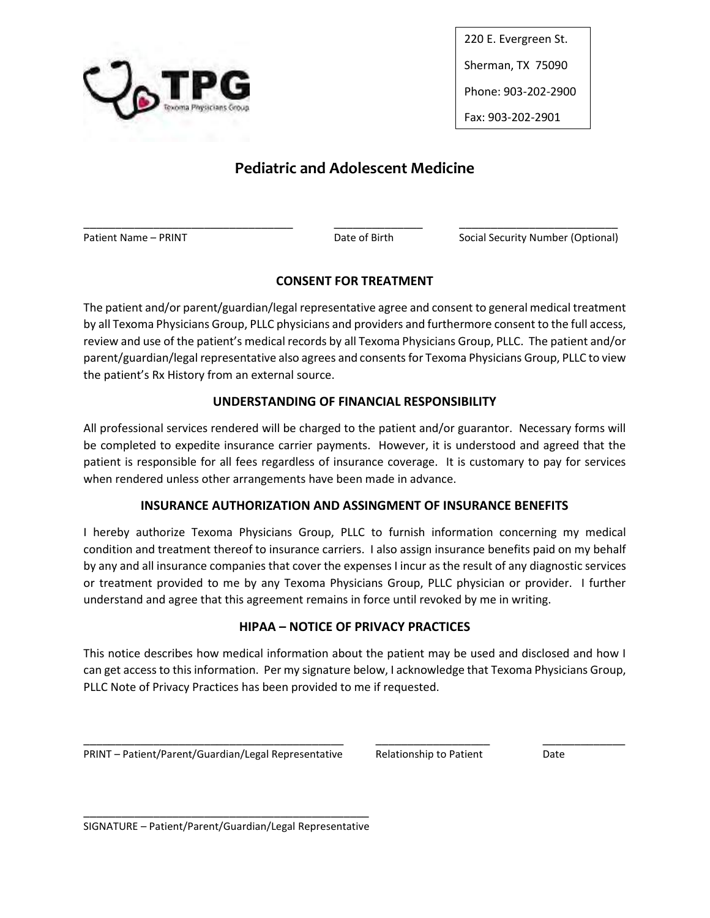TPG

Texoma Physicians Group

220 E. Evergreen St.

Sherman, TX 75090

Phone: 903-202-2900

Fax: 903-202-2901

# Pediatric and Adolescent Medicine

___________________________________ Patient Name – PRINT

_______________ Date of Birth

__________________________ Social Security Number (Optional)

## CONSENT FOR TREATMENT

The patient and/or parent/guardian/legal representative agree and consent to general medical treatment by all Texoma Physicians Group, PLLC physicians and providers and furthermore consent to the full access, review and use of the patient's medical records by all Texoma Physicians Group, PLLC. The patient and/or parent/guardian/legal representative also agrees and consents for Texoma Physicians Group, PLLC to view the patient's Rx History from an external source.

## UNDERSTANDING OF FINANCIAL RESPONSIBILITY

All professional services rendered will be charged to the patient and/or guarantor. Necessary forms will be completed to expedite insurance carrier payments. However, it is understood and agreed that the patient is responsible for all fees regardless of insurance coverage. It is customary to pay for services when rendered unless other arrangements have been made in advance.

## INSURANCE AUTHORIZATION AND ASSINGMENT OF INSURANCE BENEFITS

I hereby authorize Texoma Physicians Group, PLLC to furnish information concerning my medical condition and treatment thereof to insurance carriers. I also assign insurance benefits paid on my behalf by any and all insurance companies that cover the expenses I incur as the result of any diagnostic services or treatment provided to me by any Texoma Physicians Group, PLLC physician or provider. I further understand and agree that this agreement remains in force until revoked by me in writing.

## HIPAA – NOTICE OF PRIVACY PRACTICES

This notice describes how medical information about the patient may be used and disclosed and how I can get access to this information. Per my signature below, I acknowledge that Texoma Physicians Group, PLLC Note of Privacy Practices has been provided to me if requested.

____________________________________________ PRINT – Patient/Parent/Guardian/Legal Representative

___________________ Relationship to Patient

______________ Date

__________________________________________________ SIGNATURE – Patient/Parent/Guardian/Legal Representative